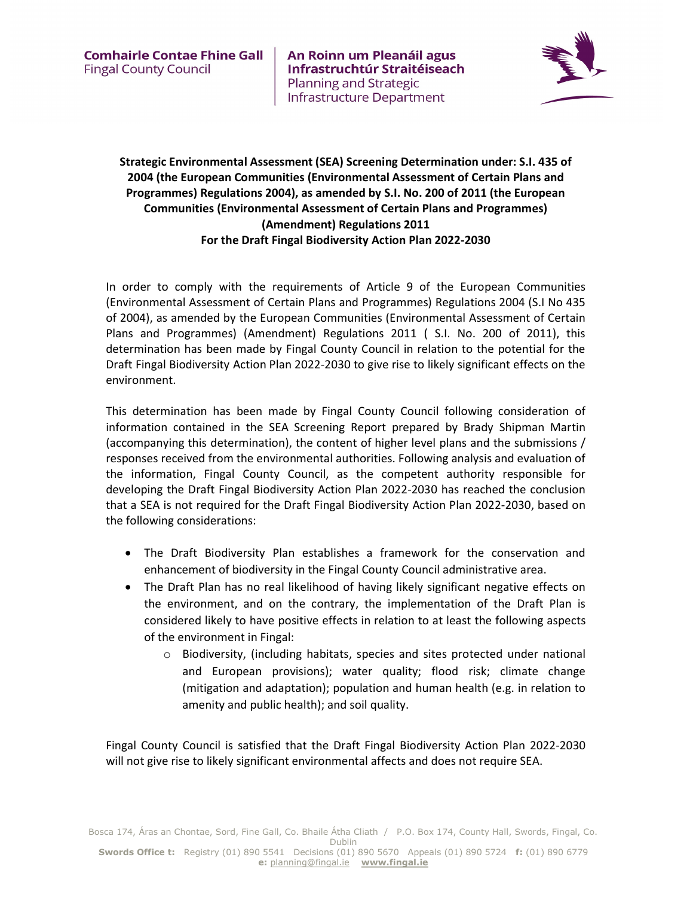**Comhairle Contae Fhine Gall**
Fingal County Council

**An Roinn um Pleanáil agus Infrastruchtúr Straitéiseach**
Planning and Strategic Infrastructure Department

**Strategic Environmental Assessment (SEA) Screening Determination under: S.I. 435 of 2004 (the European Communities (Environmental Assessment of Certain Plans and Programmes) Regulations 2004), as amended by S.I. No. 200 of 2011 (the European Communities (Environmental Assessment of Certain Plans and Programmes) (Amendment) Regulations 2011**
**For the Draft Fingal Biodiversity Action Plan 2022-2030**

In order to comply with the requirements of Article 9 of the European Communities (Environmental Assessment of Certain Plans and Programmes) Regulations 2004 (S.I No 435 of 2004), as amended by the European Communities (Environmental Assessment of Certain Plans and Programmes) (Amendment) Regulations 2011 ( S.I. No. 200 of 2011), this determination has been made by Fingal County Council in relation to the potential for the Draft Fingal Biodiversity Action Plan 2022-2030 to give rise to likely significant effects on the environment.

This determination has been made by Fingal County Council following consideration of information contained in the SEA Screening Report prepared by Brady Shipman Martin (accompanying this determination), the content of higher level plans and the submissions / responses received from the environmental authorities. Following analysis and evaluation of the information, Fingal County Council, as the competent authority responsible for developing the Draft Fingal Biodiversity Action Plan 2022-2030 has reached the conclusion that a SEA is not required for the Draft Fingal Biodiversity Action Plan 2022-2030, based on the following considerations:

- The Draft Biodiversity Plan establishes a framework for the conservation and enhancement of biodiversity in the Fingal County Council administrative area.
- The Draft Plan has no real likelihood of having likely significant negative effects on the environment, and on the contrary, the implementation of the Draft Plan is considered likely to have positive effects in relation to at least the following aspects of the environment in Fingal:
  - Biodiversity, (including habitats, species and sites protected under national and European provisions); water quality; flood risk; climate change (mitigation and adaptation); population and human health (e.g. in relation to amenity and public health); and soil quality.

Fingal County Council is satisfied that the Draft Fingal Biodiversity Action Plan 2022-2030 will not give rise to likely significant environmental affects and does not require SEA.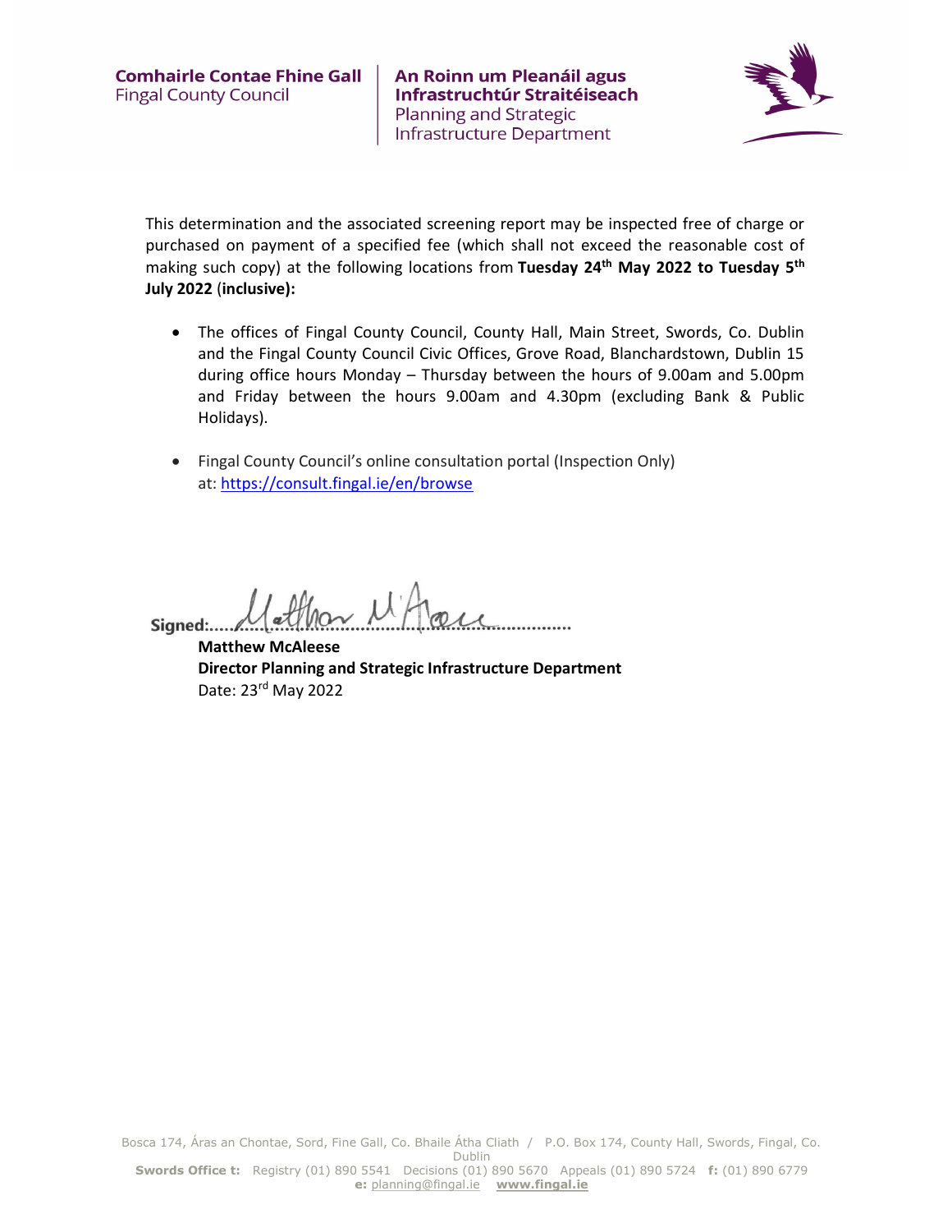This determination and the associated screening report may be inspected free of charge or purchased on payment of a specified fee (which shall not exceed the reasonable cost of making such copy) at the following locations from **Tuesday 24th May 2022 to Tuesday 5th July 2022** (**inclusive):**

- The offices of Fingal County Council, County Hall, Main Street, Swords, Co. Dublin and the Fingal County Council Civic Offices, Grove Road, Blanchardstown, Dublin 15 during office hours Monday – Thursday between the hours of 9.00am and 5.00pm and Friday between the hours 9.00am and 4.30pm (excluding Bank & Public Holidays).

- Fingal County Council's online consultation portal (Inspection Only) at: https://consult.fingal.ie/en/browse

Signed:........................................................

**Matthew McAleese**
**Director Planning and Strategic Infrastructure Department**
Date: 23rd May 2022